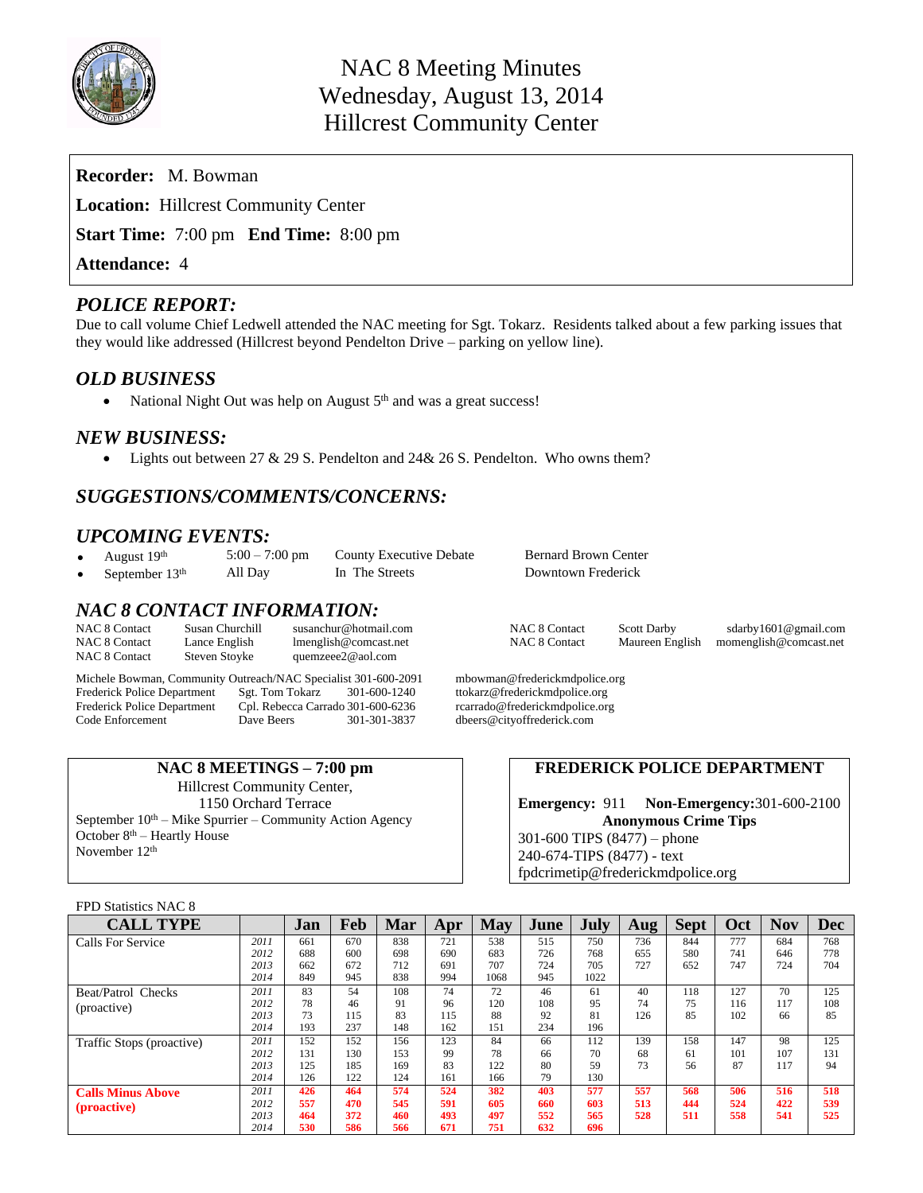# NAC 8 Meeting Minutes
## Wednesday, August 13, 2014
## Hillcrest Community Center

**Recorder:** M. Bowman

**Location:** Hillcrest Community Center

**Start Time:** 7:00 pm **End Time:** 8:00 pm

**Attendance:** 4

### *POLICE REPORT:*

Due to call volume Chief Ledwell attended the NAC meeting for Sgt. Tokarz. Residents talked about a few parking issues that they would like addressed (Hillcrest beyond Pendelton Drive – parking on yellow line).

### *OLD BUSINESS*

- National Night Out was help on August 5th and was a great success!

### *NEW BUSINESS:*

- Lights out between 27 & 29 S. Pendelton and 24& 26 S. Pendelton. Who owns them?

### *SUGGESTIONS/COMMENTS/CONCERNS:*

### *UPCOMING EVENTS:*

- August 19th — 5:00 – 7:00 pm — County Executive Debate — Bernard Brown Center
- September 13th — All Day — In The Streets — Downtown Frederick

### *NAC 8 CONTACT INFORMATION:*

| | | |
|---|---|---|
| NAC 8 Contact | Susan Churchill | susanchur@hotmail.com |
| NAC 8 Contact | Lance English | lmenglish@comcast.net |
| NAC 8 Contact | Steven Stoyke | quemzeee2@aol.com |
| NAC 8 Contact | Scott Darby | sdarby1601@gmail.com |
| NAC 8 Contact | Maureen English | momenglish@comcast.net |

| | | | |
|---|---|---|---|
| Michele Bowman, Community Outreach/NAC Specialist | | 301-600-2091 | mbowman@frederickmdpolice.org |
| Frederick Police Department | Sgt. Tom Tokarz | 301-600-1240 | ttokarz@frederickmdpolice.org |
| Frederick Police Department | Cpl. Rebecca Carrado | 301-600-6236 | rcarrado@frederickmdpolice.org |
| Code Enforcement | Dave Beers | 301-301-3837 | dbeers@cityoffrederick.com |

**NAC 8 MEETINGS – 7:00 pm**
Hillcrest Community Center,
1150 Orchard Terrace
September 10th – Mike Spurrier – Community Action Agency
October 8th – Heartly House
November 12th

**FREDERICK POLICE DEPARTMENT**

**Emergency:** 911 **Non-Emergency:** 301-600-2100
**Anonymous Crime Tips**
301-600 TIPS (8477) – phone
240-674-TIPS (8477) - text
fpdcrimetip@frederickmdpolice.org

FPD Statistics NAC 8

| CALL TYPE | | Jan | Feb | Mar | Apr | May | June | July | Aug | Sept | Oct | Nov | Dec |
|---|---|---|---|---|---|---|---|---|---|---|---|---|---|
| Calls For Service | 2011 | 661 | 670 | 838 | 721 | 538 | 515 | 750 | 736 | 844 | 777 | 684 | 768 |
| | 2012 | 688 | 600 | 698 | 690 | 683 | 726 | 768 | 655 | 580 | 741 | 646 | 778 |
| | 2013 | 662 | 672 | 712 | 691 | 707 | 724 | 705 | 727 | 652 | 747 | 724 | 704 |
| | 2014 | 849 | 945 | 838 | 994 | 1068 | 945 | 1022 | | | | | |
| Beat/Patrol Checks (proactive) | 2011 | 83 | 54 | 108 | 74 | 72 | 46 | 61 | 40 | 118 | 127 | 70 | 125 |
| | 2012 | 78 | 46 | 91 | 96 | 120 | 108 | 95 | 74 | 75 | 116 | 117 | 108 |
| | 2013 | 73 | 115 | 83 | 115 | 88 | 92 | 81 | 126 | 85 | 102 | 66 | 85 |
| | 2014 | 193 | 237 | 148 | 162 | 151 | 234 | 196 | | | | | |
| Traffic Stops (proactive) | 2011 | 152 | 152 | 156 | 123 | 84 | 66 | 112 | 139 | 158 | 147 | 98 | 125 |
| | 2012 | 131 | 130 | 153 | 99 | 78 | 66 | 70 | 68 | 61 | 101 | 107 | 131 |
| | 2013 | 125 | 185 | 169 | 83 | 122 | 80 | 59 | 73 | 56 | 87 | 117 | 94 |
| | 2014 | 126 | 122 | 124 | 161 | 166 | 79 | 130 | | | | | |
| **Calls Minus Above (proactive)** | 2011 | **426** | **464** | **574** | **524** | **382** | **403** | **577** | **557** | **568** | **506** | **516** | **518** |
| | 2012 | **557** | **470** | **545** | **591** | **605** | **660** | **603** | **513** | **444** | **524** | **422** | **539** |
| | 2013 | **464** | **372** | **460** | **493** | **497** | **552** | **565** | **528** | **511** | **558** | **541** | **525** |
| | 2014 | **530** | **586** | **566** | **671** | **751** | **632** | **696** | | | | | |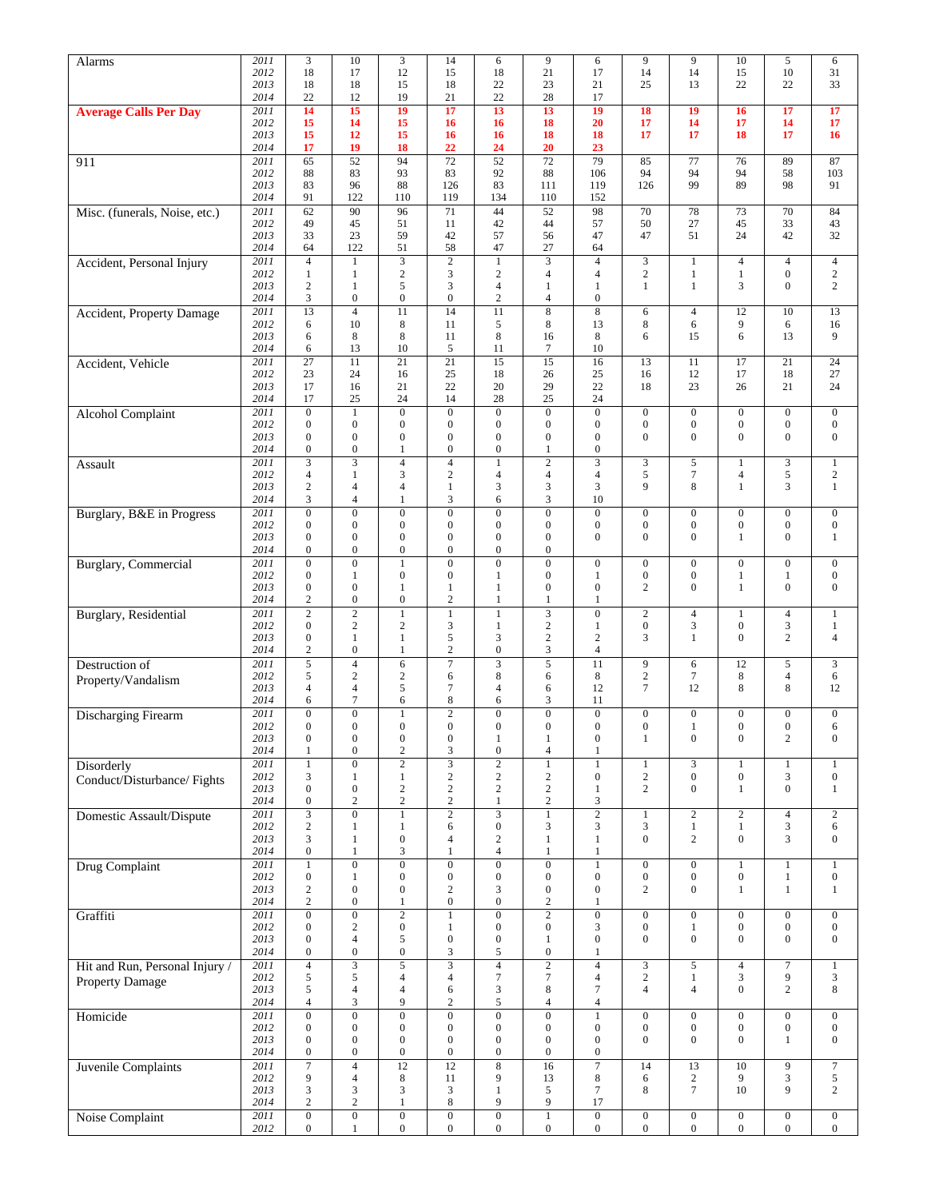| | | | | | | | | | | | | | |
|---|---|---|---|---|---|---|---|---|---|---|---|---|---|
| Alarms | 2011 | 3 | 10 | 3 | 14 | 6 | 9 | 6 | 9 | 9 | 10 | 5 | 6 |
| | 2012 | 18 | 17 | 12 | 15 | 18 | 21 | 17 | 14 | 14 | 15 | 10 | 31 |
| | 2013 | 18 | 18 | 15 | 18 | 22 | 23 | 21 | 25 | 13 | 22 | 22 | 33 |
| | 2014 | 22 | 12 | 19 | 21 | 22 | 28 | 17 | | | | | |
| **Average Calls Per Day** | 2011 | **14** | **15** | **19** | **17** | **13** | **13** | **19** | **18** | **19** | **16** | **17** | **17** |
| | 2012 | **15** | **14** | **15** | **16** | **16** | **18** | **20** | **17** | **14** | **17** | **14** | **17** |
| | 2013 | **15** | **12** | **15** | **16** | **16** | **18** | **18** | **17** | **17** | **18** | **17** | **16** |
| | 2014 | **17** | **19** | **18** | **22** | **24** | **20** | **23** | | | | | |
| 911 | 2011 | 65 | 52 | 94 | 72 | 52 | 72 | 79 | 85 | 77 | 76 | 89 | 87 |
| | 2012 | 88 | 83 | 93 | 83 | 92 | 88 | 106 | 94 | 94 | 94 | 58 | 103 |
| | 2013 | 83 | 96 | 88 | 126 | 83 | 111 | 119 | 126 | 99 | 89 | 98 | 91 |
| | 2014 | 91 | 122 | 110 | 119 | 134 | 110 | 152 | | | | | |
| Misc. (funerals, Noise, etc.) | 2011 | 62 | 90 | 96 | 71 | 44 | 52 | 98 | 70 | 78 | 73 | 70 | 84 |
| | 2012 | 49 | 45 | 51 | 11 | 42 | 44 | 57 | 50 | 27 | 45 | 33 | 43 |
| | 2013 | 33 | 23 | 59 | 42 | 57 | 56 | 47 | 47 | 51 | 24 | 42 | 32 |
| | 2014 | 64 | 122 | 51 | 58 | 47 | 27 | 64 | | | | | |
| Accident, Personal Injury | 2011 | 4 | 1 | 3 | 2 | 1 | 3 | 4 | 3 | 1 | 4 | 4 | 4 |
| | 2012 | 1 | 1 | 2 | 3 | 2 | 4 | 4 | 2 | 1 | 1 | 0 | 2 |
| | 2013 | 2 | 1 | 5 | 3 | 4 | 1 | 1 | 1 | 1 | 3 | 0 | 2 |
| | 2014 | 3 | 0 | 0 | 0 | 2 | 4 | 0 | | | | | |
| Accident, Property Damage | 2011 | 13 | 4 | 11 | 14 | 11 | 8 | 8 | 6 | 4 | 12 | 10 | 13 |
| | 2012 | 6 | 10 | 8 | 11 | 5 | 8 | 13 | 8 | 6 | 9 | 6 | 16 |
| | 2013 | 6 | 8 | 8 | 11 | 8 | 16 | 8 | 6 | 15 | 6 | 13 | 9 |
| | 2014 | 6 | 13 | 10 | 5 | 11 | 7 | 10 | | | | | |
| Accident, Vehicle | 2011 | 27 | 11 | 21 | 21 | 15 | 15 | 16 | 13 | 11 | 17 | 21 | 24 |
| | 2012 | 23 | 24 | 16 | 25 | 18 | 26 | 25 | 16 | 12 | 17 | 18 | 27 |
| | 2013 | 17 | 16 | 21 | 22 | 20 | 29 | 22 | 18 | 23 | 26 | 21 | 24 |
| | 2014 | 17 | 25 | 24 | 14 | 28 | 25 | 24 | | | | | |
| Alcohol Complaint | 2011 | 0 | 1 | 0 | 0 | 0 | 0 | 0 | 0 | 0 | 0 | 0 | 0 |
| | 2012 | 0 | 0 | 0 | 0 | 0 | 0 | 0 | 0 | 0 | 0 | 0 | 0 |
| | 2013 | 0 | 0 | 0 | 0 | 0 | 0 | 0 | 0 | 0 | 0 | 0 | 0 |
| | 2014 | 0 | 0 | 1 | 0 | 0 | 1 | 0 | | | | | |
| Assault | 2011 | 3 | 3 | 4 | 4 | 1 | 2 | 3 | 3 | 5 | 1 | 3 | 1 |
| | 2012 | 4 | 1 | 3 | 2 | 4 | 4 | 4 | 5 | 7 | 4 | 5 | 2 |
| | 2013 | 2 | 4 | 4 | 1 | 3 | 3 | 3 | 9 | 8 | 1 | 3 | 1 |
| | 2014 | 3 | 4 | 1 | 3 | 6 | 3 | 10 | | | | | |
| Burglary, B&E in Progress | 2011 | 0 | 0 | 0 | 0 | 0 | 0 | 0 | 0 | 0 | 0 | 0 | 0 |
| | 2012 | 0 | 0 | 0 | 0 | 0 | 0 | 0 | 0 | 0 | 0 | 0 | 0 |
| | 2013 | 0 | 0 | 0 | 0 | 0 | 0 | 0 | 0 | 0 | 1 | 0 | 1 |
| | 2014 | 0 | 0 | 0 | 0 | 0 | 0 | | | | | | |
| Burglary, Commercial | 2011 | 0 | 0 | 1 | 0 | 0 | 0 | 0 | 0 | 0 | 0 | 0 | 0 |
| | 2012 | 0 | 1 | 0 | 0 | 1 | 0 | 1 | 0 | 0 | 1 | 1 | 0 |
| | 2013 | 0 | 0 | 1 | 1 | 1 | 0 | 0 | 2 | 0 | 1 | 0 | 0 |
| | 2014 | 2 | 0 | 0 | 2 | 1 | 1 | 1 | | | | | |
| Burglary, Residential | 2011 | 2 | 2 | 1 | 1 | 1 | 3 | 0 | 2 | 4 | 1 | 4 | 1 |
| | 2012 | 0 | 2 | 2 | 3 | 1 | 2 | 1 | 0 | 3 | 0 | 3 | 1 |
| | 2013 | 0 | 1 | 1 | 5 | 3 | 2 | 2 | 3 | 1 | 0 | 2 | 4 |
| | 2014 | 2 | 0 | 1 | 2 | 0 | 3 | 4 | | | | | |
| Destruction of Property/Vandalism | 2011 | 5 | 4 | 6 | 7 | 3 | 5 | 11 | 9 | 6 | 12 | 5 | 3 |
| | 2012 | 5 | 2 | 2 | 6 | 8 | 6 | 8 | 2 | 7 | 8 | 4 | 6 |
| | 2013 | 4 | 4 | 5 | 7 | 4 | 6 | 12 | 7 | 12 | 8 | 8 | 12 |
| | 2014 | 6 | 7 | 6 | 8 | 6 | 3 | 11 | | | | | |
| Discharging Firearm | 2011 | 0 | 0 | 1 | 2 | 0 | 0 | 0 | 0 | 0 | 0 | 0 | 0 |
| | 2012 | 0 | 0 | 0 | 0 | 0 | 0 | 0 | 0 | 1 | 0 | 0 | 6 |
| | 2013 | 0 | 0 | 0 | 0 | 1 | 1 | 0 | 1 | 0 | 0 | 2 | 0 |
| | 2014 | 1 | 0 | 2 | 3 | 0 | 4 | 1 | | | | | |
| Disorderly Conduct/Disturbance/ Fights | 2011 | 1 | 0 | 2 | 3 | 2 | 1 | 1 | 1 | 3 | 1 | 1 | 1 |
| | 2012 | 3 | 1 | 1 | 2 | 2 | 2 | 0 | 2 | 0 | 0 | 3 | 0 |
| | 2013 | 0 | 0 | 2 | 2 | 2 | 2 | 1 | 2 | 0 | 1 | 0 | 1 |
| | 2014 | 0 | 2 | 2 | 2 | 1 | 2 | 3 | | | | | |
| Domestic Assault/Dispute | 2011 | 3 | 0 | 1 | 2 | 3 | 1 | 2 | 1 | 2 | 2 | 4 | 2 |
| | 2012 | 2 | 1 | 1 | 6 | 0 | 3 | 3 | 3 | 1 | 1 | 3 | 6 |
| | 2013 | 3 | 1 | 0 | 4 | 2 | 1 | 1 | 0 | 2 | 0 | 3 | 0 |
| | 2014 | 0 | 1 | 3 | 1 | 4 | 1 | 1 | | | | | |
| Drug Complaint | 2011 | 1 | 0 | 0 | 0 | 0 | 0 | 1 | 0 | 0 | 1 | 1 | 1 |
| | 2012 | 0 | 1 | 0 | 0 | 0 | 0 | 0 | 0 | 0 | 0 | 1 | 0 |
| | 2013 | 2 | 0 | 0 | 2 | 3 | 0 | 0 | 2 | 0 | 1 | 1 | 1 |
| | 2014 | 2 | 0 | 1 | 0 | 0 | 2 | 1 | | | | | |
| Graffiti | 2011 | 0 | 0 | 2 | 1 | 0 | 2 | 0 | 0 | 0 | 0 | 0 | 0 |
| | 2012 | 0 | 2 | 0 | 1 | 0 | 0 | 3 | 0 | 1 | 0 | 0 | 0 |
| | 2013 | 0 | 4 | 5 | 0 | 0 | 1 | 0 | 0 | 0 | 0 | 0 | 0 |
| | 2014 | 0 | 0 | 0 | 3 | 5 | 0 | 1 | | | | | |
| Hit and Run, Personal Injury / Property Damage | 2011 | 4 | 3 | 5 | 3 | 4 | 2 | 4 | 3 | 5 | 4 | 7 | 1 |
| | 2012 | 5 | 5 | 4 | 4 | 7 | 7 | 4 | 2 | 1 | 3 | 9 | 3 |
| | 2013 | 5 | 4 | 4 | 6 | 3 | 8 | 7 | 4 | 4 | 0 | 2 | 8 |
| | 2014 | 4 | 3 | 9 | 2 | 5 | 4 | 4 | | | | | |
| Homicide | 2011 | 0 | 0 | 0 | 0 | 0 | 0 | 1 | 0 | 0 | 0 | 0 | 0 |
| | 2012 | 0 | 0 | 0 | 0 | 0 | 0 | 0 | 0 | 0 | 0 | 0 | 0 |
| | 2013 | 0 | 0 | 0 | 0 | 0 | 0 | 0 | 0 | 0 | 0 | 1 | 0 |
| | 2014 | 0 | 0 | 0 | 0 | 0 | 0 | 0 | | | | | |
| Juvenile Complaints | 2011 | 7 | 4 | 12 | 12 | 8 | 16 | 7 | 14 | 13 | 10 | 9 | 7 |
| | 2012 | 9 | 4 | 8 | 11 | 9 | 13 | 8 | 6 | 2 | 9 | 3 | 5 |
| | 2013 | 3 | 3 | 3 | 3 | 1 | 5 | 7 | 8 | 7 | 10 | 9 | 2 |
| | 2014 | 2 | 2 | 1 | 8 | 9 | 9 | 17 | | | | | |
| Noise Complaint | 2011 | 0 | 0 | 0 | 0 | 0 | 1 | 0 | 0 | 0 | 0 | 0 | 0 |
| | 2012 | 0 | 1 | 0 | 0 | 0 | 0 | 0 | 0 | 0 | 0 | 0 | 0 |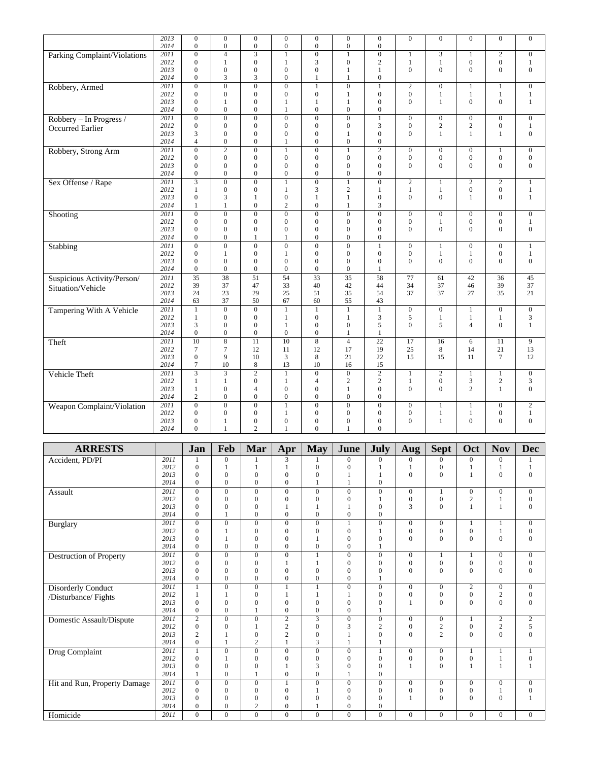|  |  |  |  |  |  |  |  |  |  |  |  |  |  |
|---|---|---|---|---|---|---|---|---|---|---|---|---|---|
|  | 2013 | 0 | 0 | 0 | 0 | 0 | 0 | 0 | 0 | 0 | 0 | 0 | 0 |
|  | 2014 | 0 | 0 | 0 | 0 | 0 | 0 | 0 |  |  |  |  |  |
| Parking Complaint/Violations | 2011 | 0 | 4 | 3 | 1 | 0 | 1 | 0 | 1 | 3 | 1 | 2 | 0 |
|  | 2012 | 0 | 1 | 0 | 1 | 3 | 0 | 2 | 1 | 1 | 0 | 0 | 1 |
|  | 2013 | 0 | 0 | 0 | 0 | 0 | 1 | 1 | 0 | 0 | 0 | 0 | 0 |
|  | 2014 | 0 | 3 | 3 | 0 | 1 | 1 | 0 |  |  |  |  |  |
| Robbery, Armed | 2011 | 0 | 0 | 0 | 0 | 1 | 0 | 1 | 2 | 0 | 1 | 1 | 0 |
|  | 2012 | 0 | 0 | 0 | 0 | 0 | 1 | 0 | 0 | 1 | 1 | 1 | 1 |
|  | 2013 | 0 | 1 | 0 | 1 | 1 | 1 | 0 | 0 | 1 | 0 | 0 | 1 |
|  | 2014 | 0 | 0 | 0 | 1 | 0 | 0 | 0 |  |  |  |  |  |
| Robbery – In Progress / Occurred Earlier | 2011 | 0 | 0 | 0 | 0 | 0 | 0 | 1 | 0 | 0 | 0 | 0 | 0 |
|  | 2012 | 0 | 0 | 0 | 0 | 0 | 0 | 3 | 0 | 2 | 2 | 0 | 1 |
|  | 2013 | 3 | 0 | 0 | 0 | 0 | 1 | 0 | 0 | 1 | 1 | 1 | 0 |
|  | 2014 | 4 | 0 | 0 | 1 | 0 | 0 | 0 |  |  |  |  |  |
| Robbery, Strong Arm | 2011 | 0 | 2 | 0 | 1 | 0 | 1 | 2 | 0 | 0 | 0 | 1 | 0 |
|  | 2012 | 0 | 0 | 0 | 0 | 0 | 0 | 0 | 0 | 0 | 0 | 0 | 0 |
|  | 2013 | 0 | 0 | 0 | 0 | 0 | 0 | 0 | 0 | 0 | 0 | 0 | 0 |
|  | 2014 | 0 | 0 | 0 | 0 | 0 | 0 | 0 |  |  |  |  |  |
| Sex Offense / Rape | 2011 | 3 | 0 | 0 | 1 | 0 | 1 | 0 | 2 | 1 | 2 | 2 | 1 |
|  | 2012 | 1 | 0 | 0 | 1 | 3 | 2 | 1 | 1 | 1 | 0 | 0 | 1 |
|  | 2013 | 0 | 3 | 1 | 0 | 1 | 1 | 0 | 0 | 0 | 1 | 0 | 1 |
|  | 2014 | 1 | 1 | 0 | 2 | 0 | 1 | 3 |  |  |  |  |  |
| Shooting | 2011 | 0 | 0 | 0 | 0 | 0 | 0 | 0 | 0 | 0 | 0 | 0 | 0 |
|  | 2012 | 0 | 0 | 0 | 0 | 0 | 0 | 0 | 0 | 1 | 0 | 0 | 1 |
|  | 2013 | 0 | 0 | 0 | 0 | 0 | 0 | 0 | 0 | 0 | 0 | 0 | 0 |
|  | 2014 | 0 | 0 | 1 | 1 | 0 | 0 | 0 |  |  |  |  |  |
| Stabbing | 2011 | 0 | 0 | 0 | 0 | 0 | 0 | 1 | 0 | 1 | 0 | 0 | 1 |
|  | 2012 | 0 | 1 | 0 | 1 | 0 | 0 | 0 | 0 | 1 | 1 | 0 | 1 |
|  | 2013 | 0 | 0 | 0 | 0 | 0 | 0 | 0 | 0 | 0 | 0 | 0 | 0 |
|  | 2014 | 0 | 0 | 0 | 0 | 0 | 0 | 1 |  |  |  |  |  |
| Suspicious Activity/Person/ Situation/Vehicle | 2011 | 35 | 38 | 51 | 54 | 33 | 35 | 58 | 77 | 61 | 42 | 36 | 45 |
|  | 2012 | 39 | 37 | 47 | 33 | 40 | 42 | 44 | 34 | 37 | 46 | 39 | 37 |
|  | 2013 | 24 | 23 | 29 | 25 | 51 | 35 | 54 | 37 | 37 | 27 | 35 | 21 |
|  | 2014 | 63 | 37 | 50 | 67 | 60 | 55 | 43 |  |  |  |  |  |
| Tampering With A Vehicle | 2011 | 1 | 0 | 0 | 1 | 1 | 1 | 1 | 0 | 0 | 1 | 0 | 0 |
|  | 2012 | 1 | 0 | 0 | 1 | 0 | 1 | 3 | 5 | 1 | 1 | 1 | 3 |
|  | 2013 | 3 | 0 | 0 | 1 | 0 | 0 | 5 | 0 | 5 | 4 | 0 | 1 |
|  | 2014 | 0 | 0 | 0 | 0 | 0 | 1 | 1 |  |  |  |  |  |
| Theft | 2011 | 10 | 8 | 11 | 10 | 8 | 4 | 22 | 17 | 16 | 6 | 11 | 9 |
|  | 2012 | 7 | 7 | 12 | 11 | 12 | 17 | 19 | 25 | 8 | 14 | 21 | 13 |
|  | 2013 | 0 | 9 | 10 | 3 | 8 | 21 | 22 | 15 | 15 | 11 | 7 | 12 |
|  | 2014 | 7 | 10 | 8 | 13 | 10 | 16 | 15 |  |  |  |  |  |
| Vehicle Theft | 2011 | 3 | 3 | 2 | 1 | 0 | 0 | 2 | 1 | 2 | 1 | 1 | 0 |
|  | 2012 | 1 | 1 | 0 | 1 | 4 | 2 | 2 | 1 | 0 | 3 | 2 | 3 |
|  | 2013 | 1 | 0 | 4 | 0 | 0 | 1 | 0 | 0 | 0 | 2 | 1 | 0 |
|  | 2014 | 2 | 0 | 0 | 0 | 0 | 0 | 0 |  |  |  |  |  |
| Weapon Complaint/Violation | 2011 | 0 | 0 | 0 | 1 | 0 | 0 | 0 | 0 | 1 | 1 | 0 | 2 |
|  | 2012 | 0 | 0 | 0 | 1 | 0 | 0 | 0 | 0 | 1 | 1 | 0 | 1 |
|  | 2013 | 0 | 1 | 0 | 0 | 0 | 0 | 0 | 0 | 1 | 0 | 0 | 0 |
|  | 2014 | 0 | 1 | 2 | 1 | 0 | 1 | 0 |  |  |  |  |  |

| ARRESTS |  | Jan | Feb | Mar | Apr | May | June | July | Aug | Sept | Oct | Nov | Dec |
|---|---|---|---|---|---|---|---|---|---|---|---|---|---|
| Accident, PD/PI | 2011 | 1 | 0 | 1 | 3 | 1 | 0 | 0 | 0 | 0 | 0 | 0 | 1 |
|  | 2012 | 0 | 1 | 1 | 1 | 0 | 0 | 1 | 1 | 0 | 1 | 1 | 1 |
|  | 2013 | 0 | 0 | 0 | 0 | 0 | 1 | 1 | 0 | 0 | 1 | 0 | 0 |
|  | 2014 | 0 | 0 | 0 | 0 | 1 | 1 | 0 |  |  |  |  |  |
| Assault | 2011 | 0 | 0 | 0 | 0 | 0 | 0 | 0 | 0 | 1 | 0 | 0 | 0 |
|  | 2012 | 0 | 0 | 0 | 0 | 0 | 0 | 1 | 0 | 0 | 2 | 1 | 0 |
|  | 2013 | 0 | 0 | 0 | 1 | 1 | 1 | 0 | 3 | 0 | 1 | 1 | 0 |
|  | 2014 | 0 | 1 | 0 | 0 | 0 | 0 | 0 |  |  |  |  |  |
| Burglary | 2011 | 0 | 0 | 0 | 0 | 0 | 1 | 0 | 0 | 0 | 1 | 1 | 0 |
|  | 2012 | 0 | 1 | 0 | 0 | 0 | 0 | 1 | 0 | 0 | 0 | 1 | 0 |
|  | 2013 | 0 | 1 | 0 | 0 | 1 | 0 | 0 | 0 | 0 | 0 | 0 | 0 |
|  | 2014 | 0 | 0 | 0 | 0 | 0 | 0 | 1 |  |  |  |  |  |
| Destruction of Property | 2011 | 0 | 0 | 0 | 0 | 1 | 0 | 0 | 0 | 1 | 1 | 0 | 0 |
|  | 2012 | 0 | 0 | 0 | 1 | 1 | 0 | 0 | 0 | 0 | 0 | 0 | 0 |
|  | 2013 | 0 | 0 | 0 | 0 | 0 | 0 | 0 | 0 | 0 | 0 | 0 | 0 |
|  | 2014 | 0 | 0 | 0 | 0 | 0 | 0 | 1 |  |  |  |  |  |
| Disorderly Conduct /Disturbance/ Fights | 2011 | 1 | 0 | 0 | 1 | 1 | 0 | 0 | 0 | 0 | 2 | 0 | 0 |
|  | 2012 | 1 | 1 | 0 | 1 | 1 | 1 | 0 | 0 | 0 | 0 | 2 | 0 |
|  | 2013 | 0 | 0 | 0 | 0 | 0 | 0 | 0 | 1 | 0 | 0 | 0 | 0 |
|  | 2014 | 0 | 0 | 1 | 0 | 0 | 0 | 1 |  |  |  |  |  |
| Domestic Assault/Dispute | 2011 | 2 | 0 | 0 | 2 | 3 | 0 | 0 | 0 | 0 | 1 | 2 | 2 |
|  | 2012 | 0 | 0 | 1 | 2 | 0 | 3 | 2 | 0 | 2 | 0 | 2 | 5 |
|  | 2013 | 2 | 1 | 0 | 2 | 0 | 1 | 0 | 0 | 2 | 0 | 0 | 0 |
|  | 2014 | 0 | 1 | 2 | 1 | 3 | 1 | 1 |  |  |  |  |  |
| Drug Complaint | 2011 | 1 | 0 | 0 | 0 | 0 | 0 | 1 | 0 | 0 | 1 | 1 | 1 |
|  | 2012 | 0 | 1 | 0 | 0 | 0 | 0 | 0 | 0 | 0 | 0 | 1 | 0 |
|  | 2013 | 0 | 0 | 0 | 1 | 3 | 0 | 0 | 1 | 0 | 1 | 1 | 1 |
|  | 2014 | 1 | 0 | 1 | 0 | 0 | 1 | 0 |  |  |  |  |  |
| Hit and Run, Property Damage | 2011 | 0 | 0 | 0 | 1 | 0 | 0 | 0 | 0 | 0 | 0 | 0 | 0 |
|  | 2012 | 0 | 0 | 0 | 0 | 1 | 0 | 0 | 0 | 0 | 0 | 1 | 0 |
|  | 2013 | 0 | 0 | 0 | 0 | 0 | 0 | 0 | 1 | 0 | 0 | 0 | 1 |
|  | 2014 | 0 | 0 | 2 | 0 | 1 | 0 | 0 |  |  |  |  |  |
| Homicide | 2011 | 0 | 0 | 0 | 0 | 0 | 0 | 0 | 0 | 0 | 0 | 0 | 0 |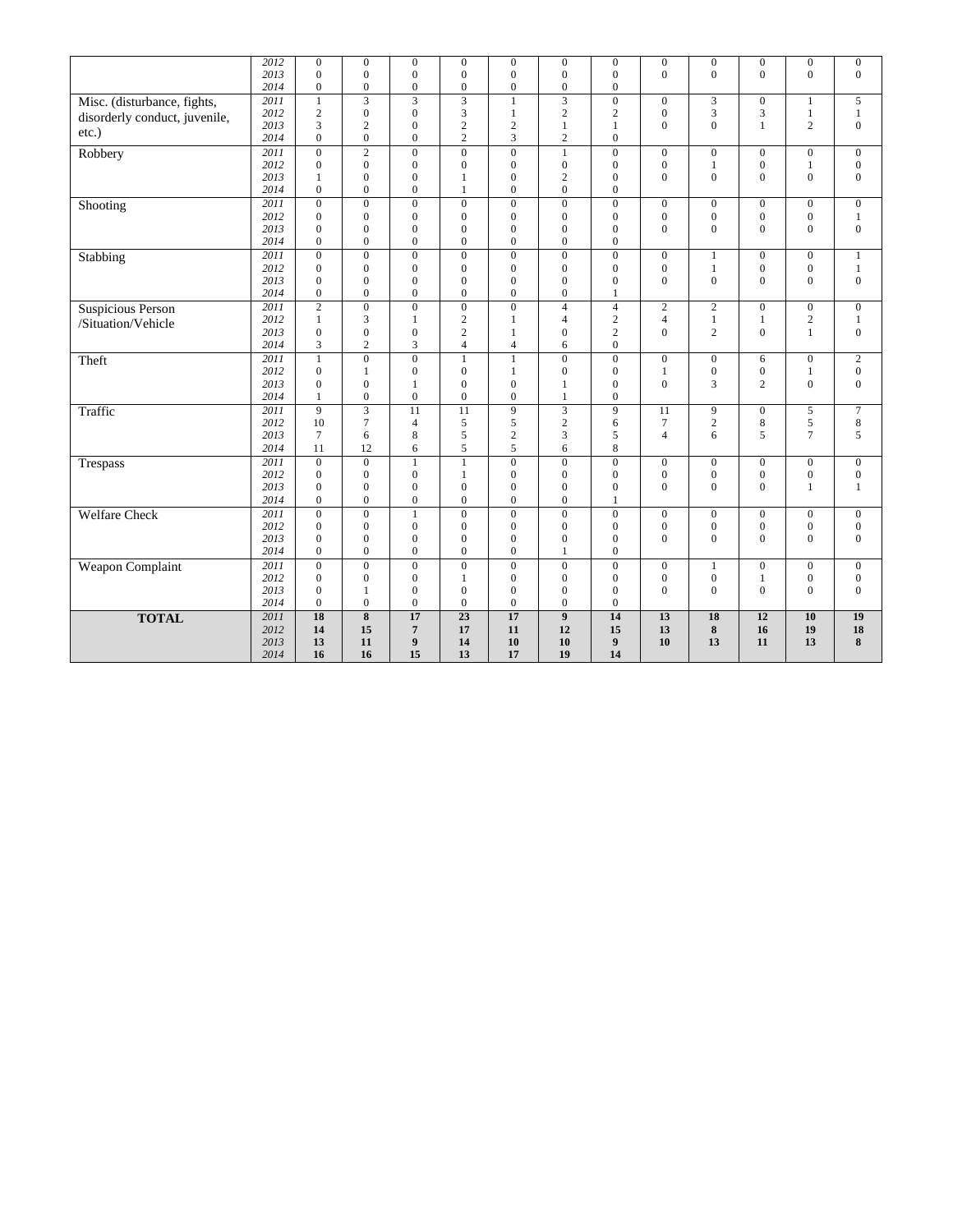| | | | | | | | | | | | | | |
|---|---|---|---|---|---|---|---|---|---|---|---|---|---|
| | *2012* | 0 | 0 | 0 | 0 | 0 | 0 | 0 | 0 | 0 | 0 | 0 | 0 |
| | *2013* | 0 | 0 | 0 | 0 | 0 | 0 | 0 | 0 | 0 | 0 | 0 | 0 |
| | *2014* | 0 | 0 | 0 | 0 | 0 | 0 | 0 | | | | | |
| Misc. (disturbance, fights, disorderly conduct, juvenile, etc.) | *2011* | 1 | 3 | 3 | 3 | 1 | 3 | 0 | 0 | 3 | 0 | 1 | 5 |
| | *2012* | 2 | 0 | 0 | 3 | 1 | 2 | 2 | 0 | 3 | 3 | 1 | 1 |
| | *2013* | 3 | 2 | 0 | 2 | 2 | 1 | 1 | 0 | 0 | 1 | 2 | 0 |
| | *2014* | 0 | 0 | 0 | 2 | 3 | 2 | 0 | | | | | |
| Robbery | *2011* | 0 | 2 | 0 | 0 | 0 | 1 | 0 | 0 | 0 | 0 | 0 | 0 |
| | *2012* | 0 | 0 | 0 | 0 | 0 | 0 | 0 | 0 | 1 | 0 | 1 | 0 |
| | *2013* | 1 | 0 | 0 | 1 | 0 | 2 | 0 | 0 | 0 | 0 | 0 | 0 |
| | *2014* | 0 | 0 | 0 | 1 | 0 | 0 | 0 | | | | | |
| Shooting | *2011* | 0 | 0 | 0 | 0 | 0 | 0 | 0 | 0 | 0 | 0 | 0 | 0 |
| | *2012* | 0 | 0 | 0 | 0 | 0 | 0 | 0 | 0 | 0 | 0 | 0 | 1 |
| | *2013* | 0 | 0 | 0 | 0 | 0 | 0 | 0 | 0 | 0 | 0 | 0 | 0 |
| | *2014* | 0 | 0 | 0 | 0 | 0 | 0 | 0 | | | | | |
| Stabbing | *2011* | 0 | 0 | 0 | 0 | 0 | 0 | 0 | 0 | 1 | 0 | 0 | 1 |
| | *2012* | 0 | 0 | 0 | 0 | 0 | 0 | 0 | 0 | 1 | 0 | 0 | 1 |
| | *2013* | 0 | 0 | 0 | 0 | 0 | 0 | 0 | 0 | 0 | 0 | 0 | 0 |
| | *2014* | 0 | 0 | 0 | 0 | 0 | 0 | 1 | | | | | |
| Suspicious Person /Situation/Vehicle | *2011* | 2 | 0 | 0 | 0 | 0 | 4 | 4 | 2 | 2 | 0 | 0 | 0 |
| | *2012* | 1 | 3 | 1 | 2 | 1 | 4 | 2 | 4 | 1 | 1 | 2 | 1 |
| | *2013* | 0 | 0 | 0 | 2 | 1 | 0 | 2 | 0 | 2 | 0 | 1 | 0 |
| | *2014* | 3 | 2 | 3 | 4 | 4 | 6 | 0 | | | | | |
| Theft | *2011* | 1 | 0 | 0 | 1 | 1 | 0 | 0 | 0 | 0 | 6 | 0 | 2 |
| | *2012* | 0 | 1 | 0 | 0 | 1 | 0 | 0 | 1 | 0 | 0 | 1 | 0 |
| | *2013* | 0 | 0 | 1 | 0 | 0 | 1 | 0 | 0 | 3 | 2 | 0 | 0 |
| | *2014* | 1 | 0 | 0 | 0 | 0 | 1 | 0 | | | | | |
| Traffic | *2011* | 9 | 3 | 11 | 11 | 9 | 3 | 9 | 11 | 9 | 0 | 5 | 7 |
| | *2012* | 10 | 7 | 4 | 5 | 5 | 2 | 6 | 7 | 2 | 8 | 5 | 8 |
| | *2013* | 7 | 6 | 8 | 5 | 2 | 3 | 5 | 4 | 6 | 5 | 7 | 5 |
| | *2014* | 11 | 12 | 6 | 5 | 5 | 6 | 8 | | | | | |
| Trespass | *2011* | 0 | 0 | 1 | 1 | 0 | 0 | 0 | 0 | 0 | 0 | 0 | 0 |
| | *2012* | 0 | 0 | 0 | 1 | 0 | 0 | 0 | 0 | 0 | 0 | 0 | 0 |
| | *2013* | 0 | 0 | 0 | 0 | 0 | 0 | 0 | 0 | 0 | 0 | 1 | 1 |
| | *2014* | 0 | 0 | 0 | 0 | 0 | 0 | 1 | | | | | |
| Welfare Check | *2011* | 0 | 0 | 1 | 0 | 0 | 0 | 0 | 0 | 0 | 0 | 0 | 0 |
| | *2012* | 0 | 0 | 0 | 0 | 0 | 0 | 0 | 0 | 0 | 0 | 0 | 0 |
| | *2013* | 0 | 0 | 0 | 0 | 0 | 0 | 0 | 0 | 0 | 0 | 0 | 0 |
| | *2014* | 0 | 0 | 0 | 0 | 0 | 1 | 0 | | | | | |
| Weapon Complaint | *2011* | 0 | 0 | 0 | 0 | 0 | 0 | 0 | 0 | 1 | 0 | 0 | 0 |
| | *2012* | 0 | 0 | 0 | 1 | 0 | 0 | 0 | 0 | 0 | 1 | 0 | 0 |
| | *2013* | 0 | 1 | 0 | 0 | 0 | 0 | 0 | 0 | 0 | 0 | 0 | 0 |
| | *2014* | 0 | 0 | 0 | 0 | 0 | 0 | 0 | | | | | |
| **TOTAL** | *2011* | **18** | **8** | **17** | **23** | **17** | **9** | **14** | **13** | **18** | **12** | **10** | **19** |
| | *2012* | **14** | **15** | **7** | **17** | **11** | **12** | **15** | **13** | **8** | **16** | **19** | **18** |
| | *2013* | **13** | **11** | **9** | **14** | **10** | **10** | **9** | **10** | **13** | **11** | **13** | **8** |
| | *2014* | **16** | **16** | **15** | **13** | **17** | **19** | **14** | | | | | |